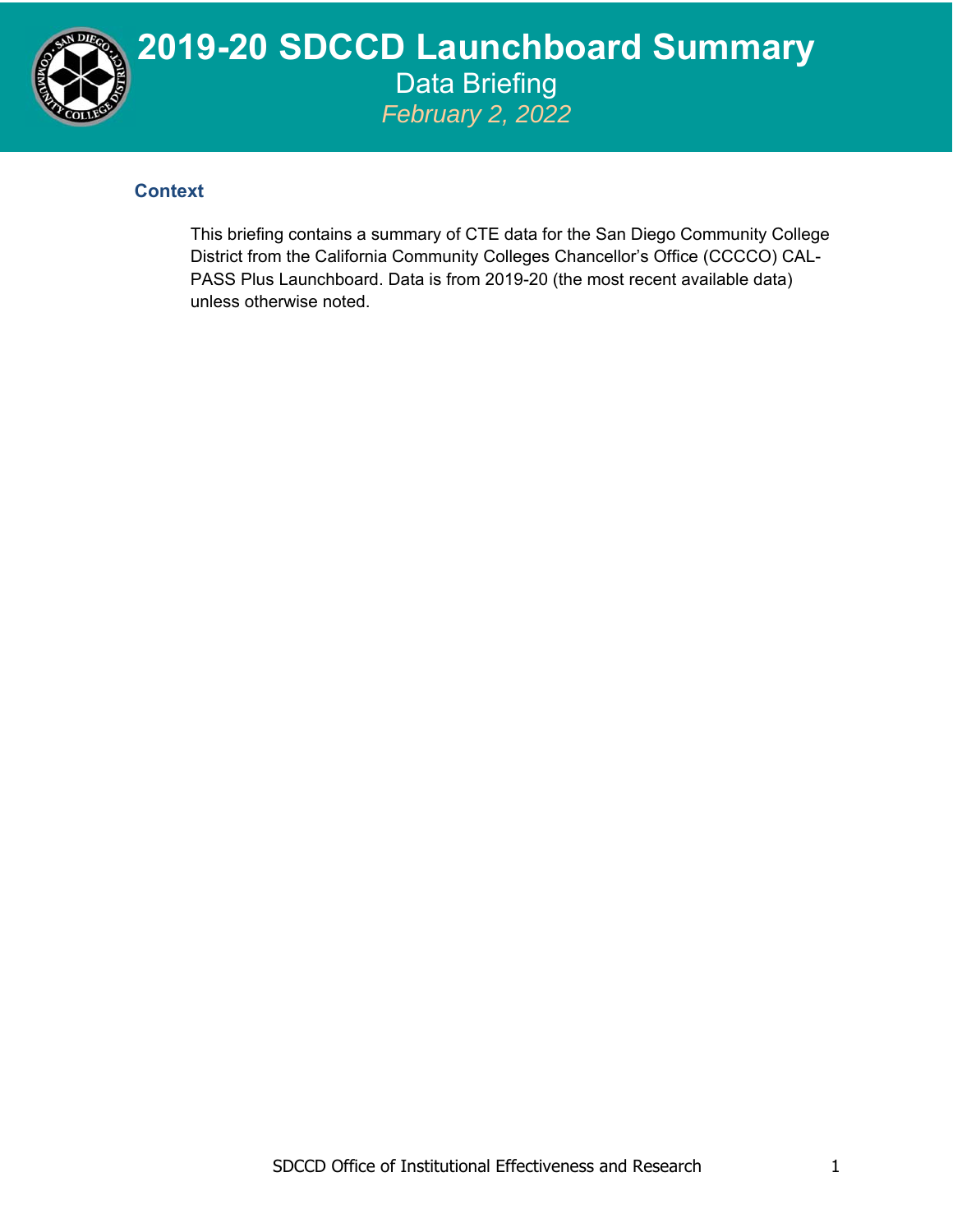# 2019-20 SDCCD Launchboard Summary

## Data Briefing

*February 2, 2022*

### Context

This briefing contains a summary of CTE data for the San Diego Community College District from the California Community Colleges Chancellor's Office (CCCCO) CAL-PASS Plus Launchboard. Data is from 2019-20 (the most recent available data) unless otherwise noted.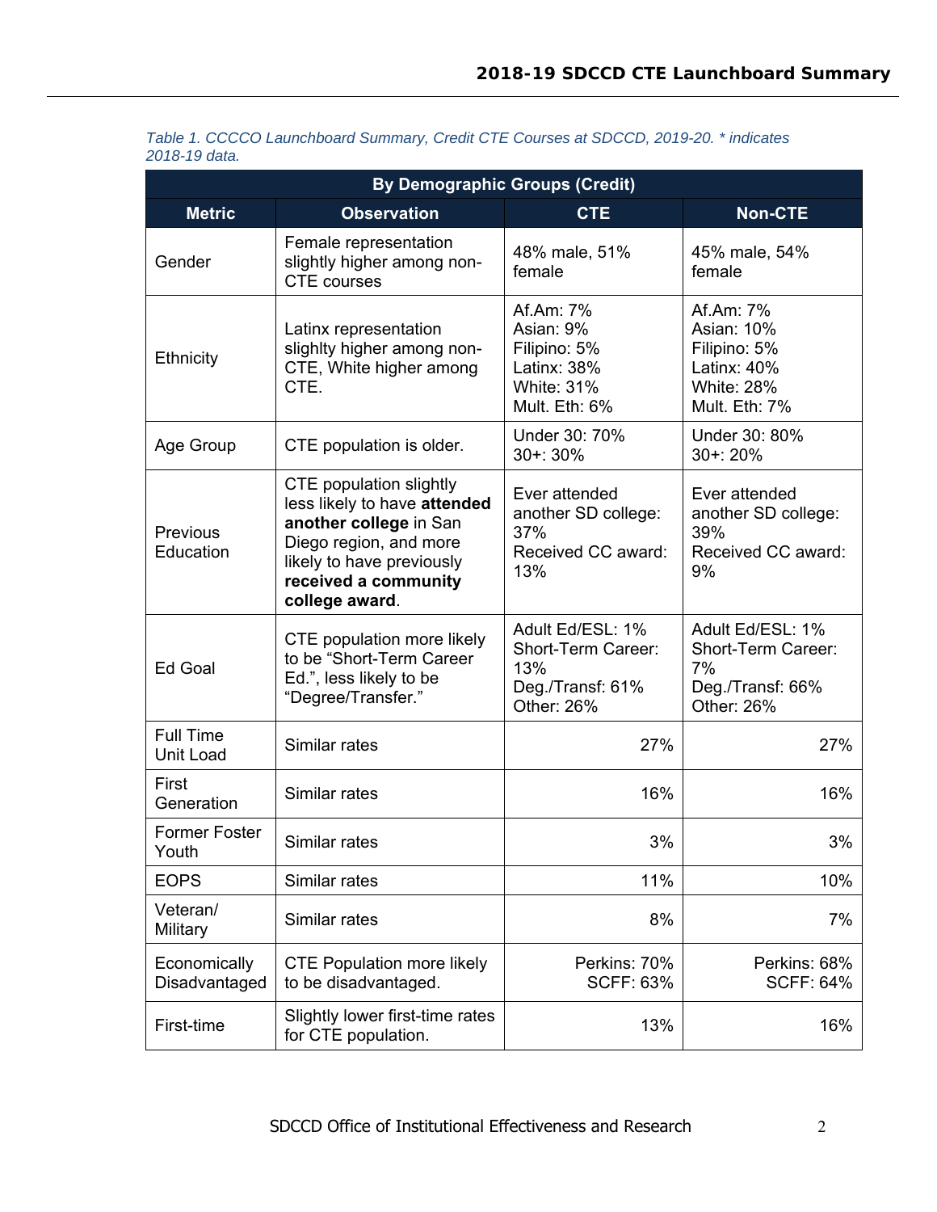*Table 1. CCCCO Launchboard Summary, Credit CTE Courses at SDCCD, 2019-20. * indicates 2018-19 data.*

| By Demographic Groups (Credit) | | | |
|---|---|---|---|
| **Metric** | **Observation** | **CTE** | **Non-CTE** |
| Gender | Female representation slightly higher among non-CTE courses | 48% male, 51% female | 45% male, 54% female |
| Ethnicity | Latinx representation slighlty higher among non-CTE, White higher among CTE. | Af.Am: 7%<br>Asian: 9%<br>Filipino: 5%<br>Latinx: 38%<br>White: 31%<br>Mult. Eth: 6% | Af.Am: 7%<br>Asian: 10%<br>Filipino: 5%<br>Latinx: 40%<br>White: 28%<br>Mult. Eth: 7% |
| Age Group | CTE population is older. | Under 30: 70%<br>30+: 30% | Under 30: 80%<br>30+: 20% |
| Previous Education | CTE population slightly less likely to have **attended another college** in San Diego region, and more likely to have previously **received a community college award**. | Ever attended another SD college: 37%<br>Received CC award: 13% | Ever attended another SD college: 39%<br>Received CC award: 9% |
| Ed Goal | CTE population more likely to be "Short-Term Career Ed.", less likely to be "Degree/Transfer." | Adult Ed/ESL: 1%<br>Short-Term Career: 13%<br>Deg./Transf: 61%<br>Other: 26% | Adult Ed/ESL: 1%<br>Short-Term Career: 7%<br>Deg./Transf: 66%<br>Other: 26% |
| Full Time Unit Load | Similar rates | 27% | 27% |
| First Generation | Similar rates | 16% | 16% |
| Former Foster Youth | Similar rates | 3% | 3% |
| EOPS | Similar rates | 11% | 10% |
| Veteran/ Military | Similar rates | 8% | 7% |
| Economically Disadvantaged | CTE Population more likely to be disadvantaged. | Perkins: 70%<br>SCFF: 63% | Perkins: 68%<br>SCFF: 64% |
| First-time | Slightly lower first-time rates for CTE population. | 13% | 16% |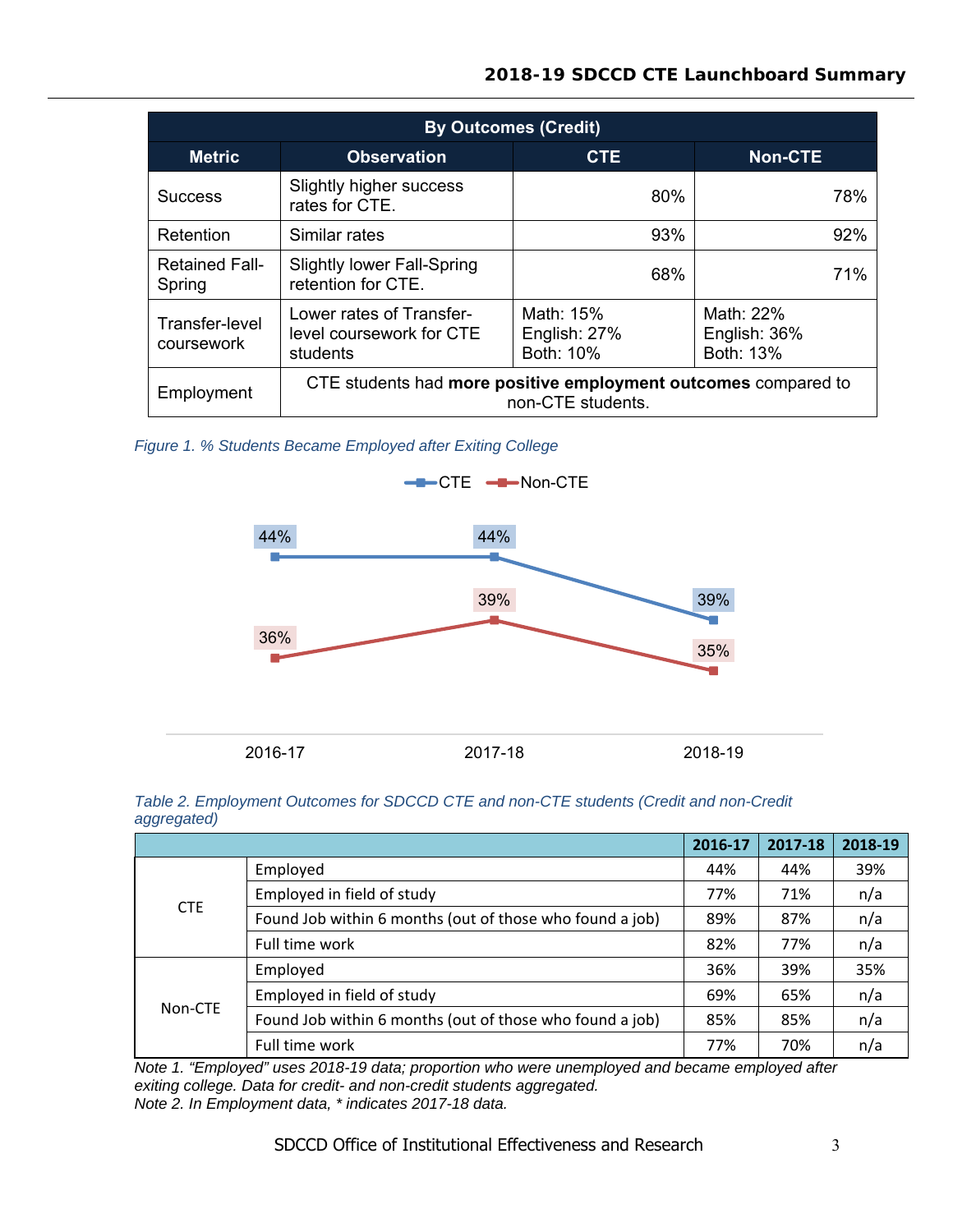| By Outcomes (Credit) | | | |
|---|---|---|---|
| **Metric** | **Observation** | **CTE** | **Non-CTE** |
| Success | Slightly higher success rates for CTE. | 80% | 78% |
| Retention | Similar rates | 93% | 92% |
| Retained Fall-Spring | Slightly lower Fall-Spring retention for CTE. | 68% | 71% |
| Transfer-level coursework | Lower rates of Transfer-level coursework for CTE students | Math: 15%<br>English: 27%<br>Both: 10% | Math: 22%<br>English: 36%<br>Both: 13% |
| Employment | CTE students had **more positive employment outcomes** compared to non-CTE students. | | |

*Figure 1. % Students Became Employed after Exiting College*

| | 2016-17 | 2017-18 | 2018-19 |
|---|---|---|---|
| CTE | 44% | 44% | 39% |
| Non-CTE | 36% | 39% | 35% |

*Table 2. Employment Outcomes for SDCCD CTE and non-CTE students (Credit and non-Credit aggregated)*

| | | 2016-17 | 2017-18 | 2018-19 |
|---|---|---|---|---|
| CTE | Employed | 44% | 44% | 39% |
| | Employed in field of study | 77% | 71% | n/a |
| | Found Job within 6 months (out of those who found a job) | 89% | 87% | n/a |
| | Full time work | 82% | 77% | n/a |
| Non-CTE | Employed | 36% | 39% | 35% |
| | Employed in field of study | 69% | 65% | n/a |
| | Found Job within 6 months (out of those who found a job) | 85% | 85% | n/a |
| | Full time work | 77% | 70% | n/a |

*Note 1. "Employed" uses 2018-19 data; proportion who were unemployed and became employed after exiting college. Data for credit- and non-credit students aggregated.*
*Note 2. In Employment data, * indicates 2017-18 data.*

SDCCD Office of Institutional Effectiveness and Research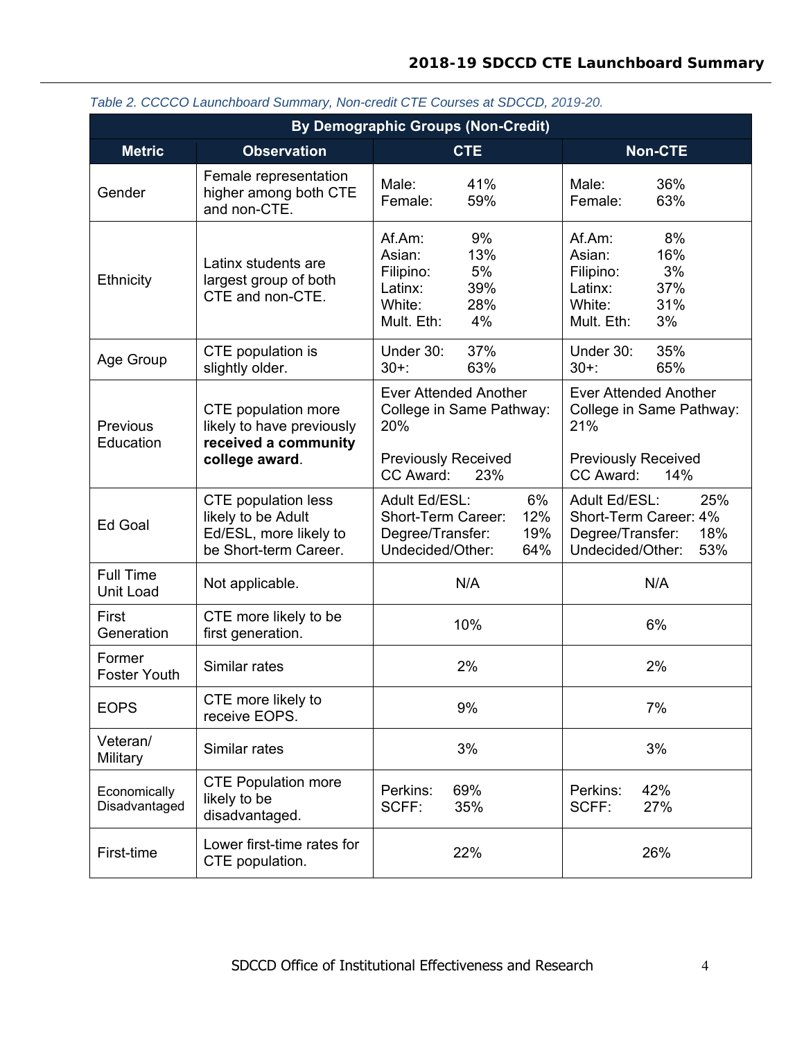*Table 2. CCCCO Launchboard Summary, Non-credit CTE Courses at SDCCD, 2019-20.*

| By Demographic Groups (Non-Credit) | | | |
|---|---|---|---|
| **Metric** | **Observation** | **CTE** | **Non-CTE** |
| Gender | Female representation higher among both CTE and non-CTE. | Male: 41%<br>Female: 59% | Male: 36%<br>Female: 63% |
| Ethnicity | Latinx students are largest group of both CTE and non-CTE. | Af.Am: 9%<br>Asian: 13%<br>Filipino: 5%<br>Latinx: 39%<br>White: 28%<br>Mult. Eth: 4% | Af.Am: 8%<br>Asian: 16%<br>Filipino: 3%<br>Latinx: 37%<br>White: 31%<br>Mult. Eth: 3% |
| Age Group | CTE population is slightly older. | Under 30: 37%<br>30+: 63% | Under 30: 35%<br>30+: 65% |
| Previous Education | CTE population more likely to have previously **received a community college award**. | Ever Attended Another College in Same Pathway: 20%<br><br>Previously Received CC Award: 23% | Ever Attended Another College in Same Pathway: 21%<br><br>Previously Received CC Award: 14% |
| Ed Goal | CTE population less likely to be Adult Ed/ESL, more likely to be Short-term Career. | Adult Ed/ESL: 6%<br>Short-Term Career: 12%<br>Degree/Transfer: 19%<br>Undecided/Other: 64% | Adult Ed/ESL: 25%<br>Short-Term Career: 4%<br>Degree/Transfer: 18%<br>Undecided/Other: 53% |
| Full Time Unit Load | Not applicable. | N/A | N/A |
| First Generation | CTE more likely to be first generation. | 10% | 6% |
| Former Foster Youth | Similar rates | 2% | 2% |
| EOPS | CTE more likely to receive EOPS. | 9% | 7% |
| Veteran/ Military | Similar rates | 3% | 3% |
| Economically Disadvantaged | CTE Population more likely to be disadvantaged. | Perkins: 69%<br>SCFF: 35% | Perkins: 42%<br>SCFF: 27% |
| First-time | Lower first-time rates for CTE population. | 22% | 26% |